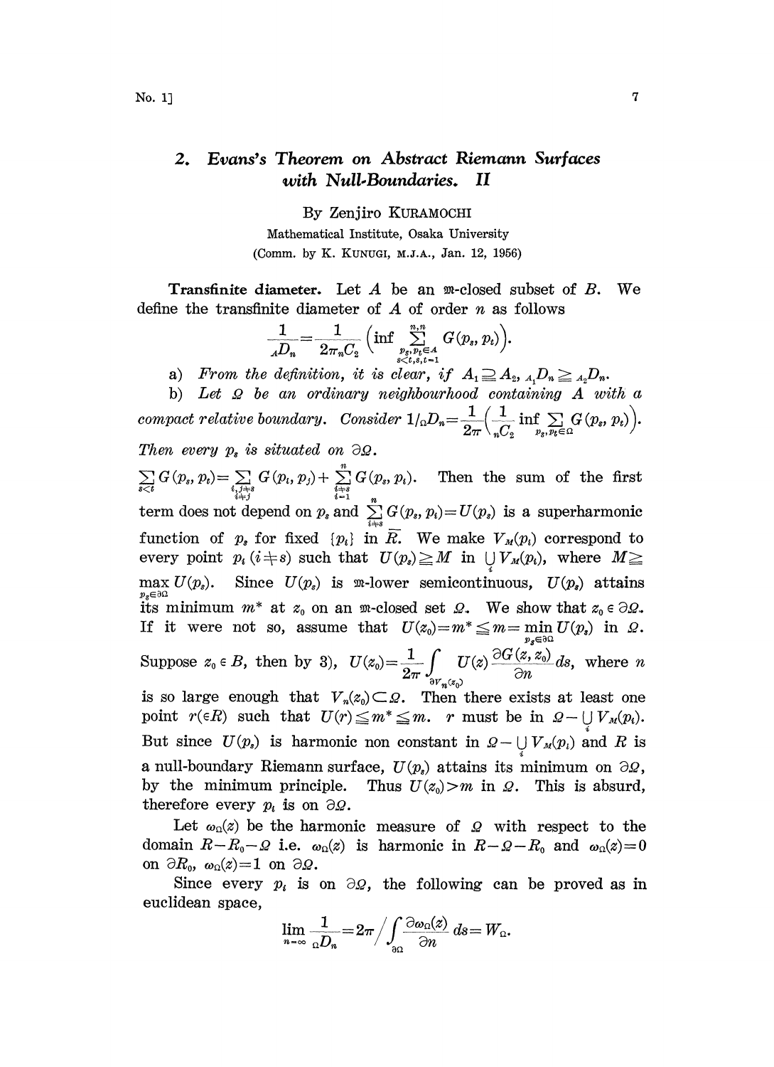## 2. *Evans's Theorem on Abstract Riemann Surfaces with Null-Boundaries. II*

By Zenjiro KURAMOCHI

Mathematical Institute, Osaka University

(Comm. by K. KUNUGI, M.J.A., Jan. 12, 1956)

**Transfinite diameter.** Let $A$ be an $\mathfrak{M}$-closed subset of $B$. We define the transfinite diameter of $A$ of order $n$ as follows

$$\frac{1}{{}_AD_n}=\frac{1}{2\pi_n C_2}\Big(\inf \sum_{\substack{p_s, p_t \in A \\ s<t, s,t=1}}^{n,n} G(p_s, p_t)\Big).$$

a) *From the definition, it is clear, if* $A_1 \supseteq A_2$, ${}_{A_1}D_n \geqq {}_{A_2}D_n$.

b) *Let $\Omega$ be an ordinary neighbourhood containing $A$ with a compact relative boundary. Consider* $1/{}_\Omega D_n=\frac{1}{2\pi}\Big(\frac{1}{{}_nC_2}\inf \sum_{p_s, p_t \in \Omega} G(p_s, p_t)\Big)$. *Then every $p_s$ is situated on $\partial\Omega$.*

$\sum_{s<t} G(p_s, p_t)=\sum_{\substack{i,j\neq s \\ i\neq j}} G(p_i, p_j)+\sum_{\substack{i\neq s \\ i=1}}^{n} G(p_s, p_i)$. Then the sum of the first term does not depend on $p_s$ and $\sum_{i\neq s}^{n} G(p_s, p_i)=U(p_s)$ is a superharmonic function of $p_s$ for fixed $\{p_i\}$ in $\bar{R}$. We make $V_M(p_i)$ correspond to every point $p_i\,(i\neq s)$ such that $U(p_s)\geqq M$ in $\bigcup_i V_M(p_i)$, where $M\geqq \max_{p_s\in\partial\Omega} U(p_s)$. Since $U(p_s)$ is $\mathfrak{M}$-lower semicontinuous, $U(p_s)$ attains its minimum $m^*$ at $z_0$ on an $\mathfrak{M}$-closed set $\Omega$. We show that $z_0 \in \partial\Omega$. If it were not so, assume that $U(z_0)=m^*\leqq m=\min_{p_s\in\partial\Omega} U(p_s)$ in $\Omega$. Suppose $z_0\in B$, then by 3), $U(z_0)=\frac{1}{2\pi}\int_{\partial V_n(z_0)} U(z)\frac{\partial G(z, z_0)}{\partial n}ds$, where $n$ is so large enough that $V_n(z_0)\subset\Omega$. Then there exists at least one point $r(\in R)$ such that $U(r)\leqq m^*\leqq m$. $r$ must be in $\Omega-\bigcup_i V_M(p_i)$. But since $U(p_s)$ is harmonic non constant in $\Omega-\bigcup_i V_M(p_i)$ and $R$ is a null-boundary Riemann surface, $U(p_s)$ attains its minimum on $\partial\Omega$, by the minimum principle. Thus $U(z_0)>m$ in $\Omega$. This is absurd, therefore every $p_i$ is on $\partial\Omega$.

Let $\omega_\Omega(z)$ be the harmonic measure of $\Omega$ with respect to the domain $R-R_0-\Omega$ i.e. $\omega_\Omega(z)$ is harmonic in $R-\Omega-R_0$ and $\omega_\Omega(z)=0$ on $\partial R_0$, $\omega_\Omega(z)=1$ on $\partial\Omega$.

Since every $p_i$ is on $\partial\Omega$, the following can be proved as in euclidean space,

$$\lim_{n=\infty}\frac{1}{{}_\Omega D_n}=2\pi\Big/\int_{\partial\Omega}\frac{\partial\omega_\Omega(z)}{\partial n}ds=W_\Omega.$$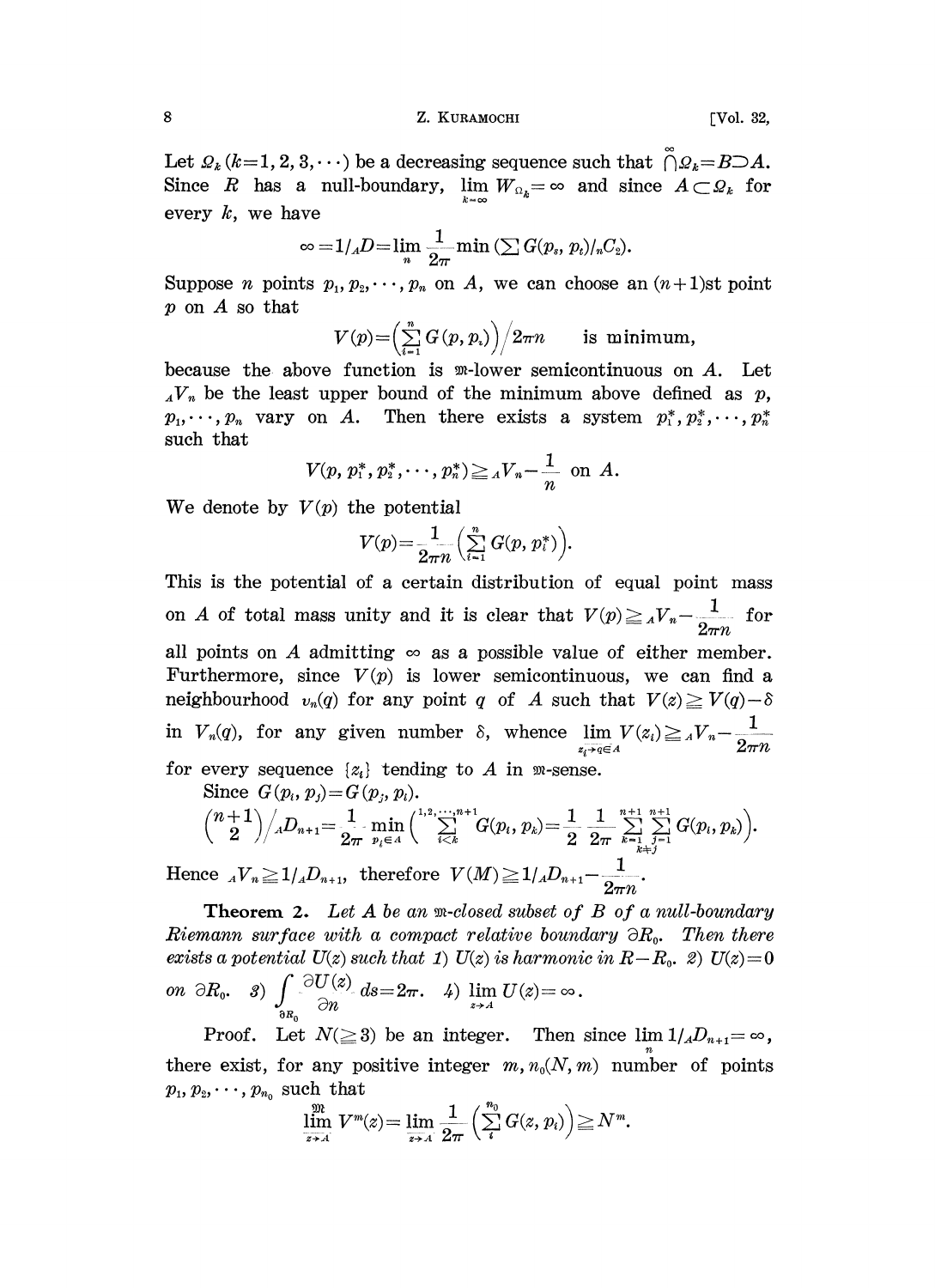Let $\Omega_k$ $(k=1, 2, 3, \cdots)$ be a decreasing sequence such that $\bigcap^{\infty}\Omega_k = B \supset A$. Since $R$ has a null-boundary, $\lim_{k=\infty} W_{\Omega_k} = \infty$ and since $A \subset \Omega_k$ for every $k$, we have

$$\infty = 1/_A D = \lim_n \frac{1}{2\pi} \min \left(\sum G(p_s, p_t)/_n C_2\right).$$

Suppose $n$ points $p_1, p_2, \cdots, p_n$ on $A$, we can choose an $(n+1)$st point $p$ on $A$ so that

$$V(p) = \left(\sum_{i=1}^{n} G(p, p_i)\right) \Big/ 2\pi n \qquad \text{is minimum,}$$

because the above function is $\mathfrak{M}$-lower semicontinuous on $A$. Let ${}_A V_n$ be the least upper bound of the minimum above defined as $p$, $p_1, \cdots, p_n$ vary on $A$. Then there exists a system $p_1^*, p_2^*, \cdots, p_n^*$ such that

$$V(p, p_1^*, p_2^*, \cdots, p_n^*) \geqq {}_A V_n - \frac{1}{n} \text{ on } A.$$

We denote by $V(p)$ the potential

$$V(p) = \frac{1}{2\pi n}\left(\sum_{i=1}^{n} G(p, p_i^*)\right).$$

This is the potential of a certain distribution of equal point mass on $A$ of total mass unity and it is clear that $V(p) \geqq {}_A V_n - \dfrac{1}{2\pi n}$ for all points on $A$ admitting $\infty$ as a possible value of either member. Furthermore, since $V(p)$ is lower semicontinuous, we can find a neighbourhood $v_n(q)$ for any point $q$ of $A$ such that $V(z) \geqq V(q) - \delta$ in $V_n(q)$, for any given number $\delta$, whence $\varliminf_{z_i \to q \in A} V(z_i) \geqq {}_A V_n - \dfrac{1}{2\pi n}$ for every sequence $\{z_i\}$ tending to $A$ in $\mathfrak{M}$-sense.

Since $G(p_i, p_j) = G(p_j, p_i)$.

$$\binom{n+1}{2}\Big/ {}_A D_{n+1} = \frac{1}{2\pi} \min_{p_i \in A}\left(\sum_{i<k}^{1,2,\cdots,n+1} G(p_i, p_k) = \frac{1}{2}\frac{1}{2\pi}\sum_{k=1}^{n+1}\sum_{\substack{j=1 \\ k \neq j}}^{n+1} G(p_i, p_k)\right).$$

Hence ${}_A V_n \geqq 1/_A D_{n+1}$, therefore $V(M) \geqq 1/_A D_{n+1} - \dfrac{1}{2\pi n}$.

**Theorem 2.** *Let $A$ be an $\mathfrak{M}$-closed subset of $B$ of a null-boundary Riemann surface with a compact relative boundary $\partial R_0$. Then there exists a potential $U(z)$ such that 1) $U(z)$ is harmonic in $R - R_0$. 2) $U(z) = 0$ on $\partial R_0$. 3) $\displaystyle\int_{\partial R_0} \frac{\partial U(z)}{\partial n} ds = 2\pi$. 4) $\lim_{z \to A} U(z) = \infty$.*

Proof. Let $N(\geqq 3)$ be an integer. Then since $\lim_n 1/_A D_{n+1} = \infty$, there exist, for any positive integer $m$, $n_0(N, m)$ number of points $p_1, p_2, \cdots, p_{n_0}$ such that

$$\overset{\mathfrak{M}}{\varliminf_{z \to A}} V^m(z) = \varliminf_{z \to A} \frac{1}{2\pi}\left(\sum_{i}^{n_0} G(z, p_i)\right) \geqq N^m.$$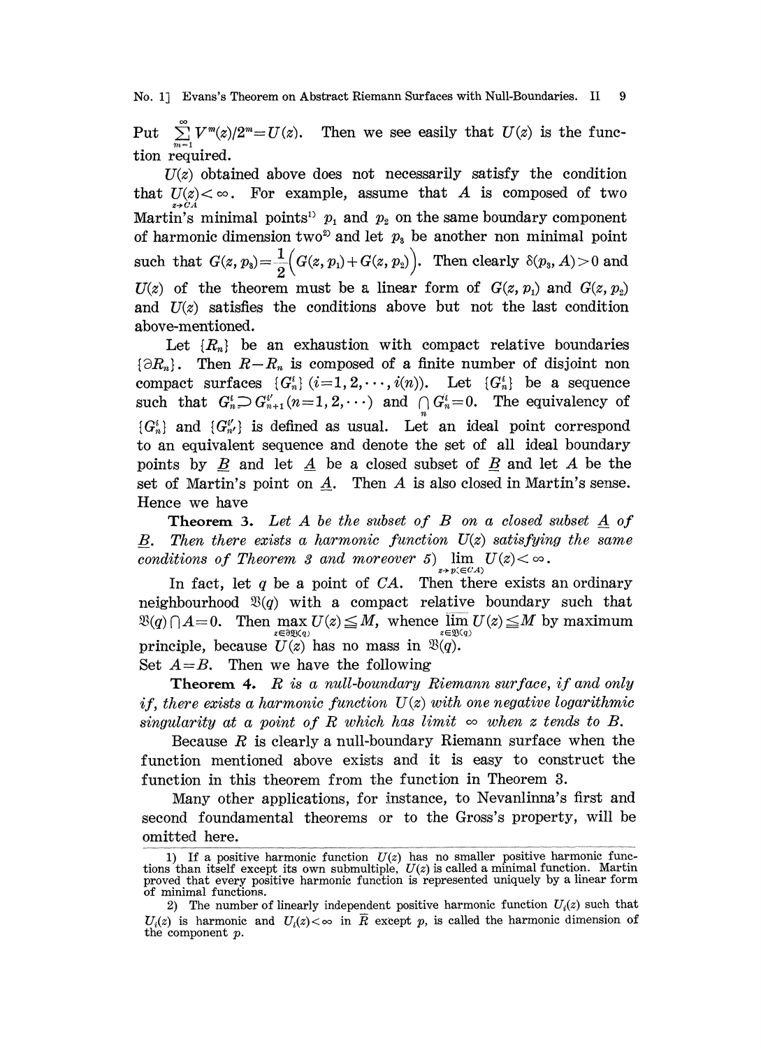Put $\sum_{m=1}^{\infty} V^m(z)/2^m = U(z)$. Then we see easily that $U(z)$ is the function required.

$U(z)$ obtained above does not necessarily satisfy the condition that $\underset{z\to CA}{U(z)} < \infty$. For example, assume that $A$ is composed of two Martin's minimal points[1] $p_1$ and $p_2$ on the same boundary component of harmonic dimension two[2] and let $p_3$ be another non minimal point such that $G(z, p_3) = \frac{1}{2}\Big(G(z, p_1) + G(z, p_2)\Big)$. Then clearly $\delta(p_3, A) > 0$ and $U(z)$ of the theorem must be a linear form of $G(z, p_1)$ and $G(z, p_2)$ and $U(z)$ satisfies the conditions above but not the last condition above-mentioned.

Let $\{R_n\}$ be an exhaustion with compact relative boundaries $\{\partial R_n\}$. Then $R - R_n$ is composed of a finite number of disjoint non compact surfaces $\{G_n^i\}$ $(i = 1, 2, \cdots, i(n))$. Let $\{G_n^i\}$ be a sequence such that $G_n^i \supset G_{n+1}^{i'}$ $(n = 1, 2, \cdots)$ and $\bigcap_n G_n^i = 0$. The equivalency of $\{G_n^i\}$ and $\{G_{n'}^{i'}\}$ is defined as usual. Let an ideal point correspond to an equivalent sequence and denote the set of all ideal boundary points by $\underline{B}$ and let $\underline{A}$ be a closed subset of $\underline{B}$ and let $A$ be the set of Martin's point on $\underline{A}$. Then $A$ is also closed in Martin's sense. Hence we have

**Theorem 3.** *Let $A$ be the subset of $B$ on a closed subset $\underline{A}$ of $\underline{B}$. Then there exists a harmonic function $U(z)$ satisfying the same conditions of Theorem 3 and moreover 5)* $\varlimsup_{z\to p(\in CA)} U(z) < \infty$.

In fact, let $q$ be a point of $CA$. Then there exists an ordinary neighbourhood $\mathfrak{V}(q)$ with a compact relative boundary such that $\mathfrak{V}(q) \cap A = 0$. Then $\max_{z\in\partial\mathfrak{V}(q)} U(z) \leqq M$, whence $\varlimsup_{z\in\mathfrak{V}(q)} U(z) \leqq M$ by maximum principle, because $U(z)$ has no mass in $\mathfrak{V}(q)$.

Set $A = B$. Then we have the following

**Theorem 4.** *$R$ is a null-boundary Riemann surface, if and only if, there exists a harmonic function $U(z)$ with one negative logarithmic singularity at a point of $R$ which has limit $\infty$ when $z$ tends to $B$.*

Because $R$ is clearly a null-boundary Riemann surface when the function mentioned above exists and it is easy to construct the function in this theorem from the function in Theorem 3.

Many other applications, for instance, to Nevanlinna's first and second foundamental theorems or to the Gross's property, will be omitted here.

---

1) If a positive harmonic function $U(z)$ has no smaller positive harmonic functions than itself except its own submultiple, $U(z)$ is called a minimal function. Martin proved that every positive harmonic function is represented uniquely by a linear form of minimal functions.

2) The number of linearly independent positive harmonic function $U_i(z)$ such that $U_i(z)$ is harmonic and $U_i(z) < \infty$ in $\bar{R}$ except $p$, is called the harmonic dimension of the component $p$.